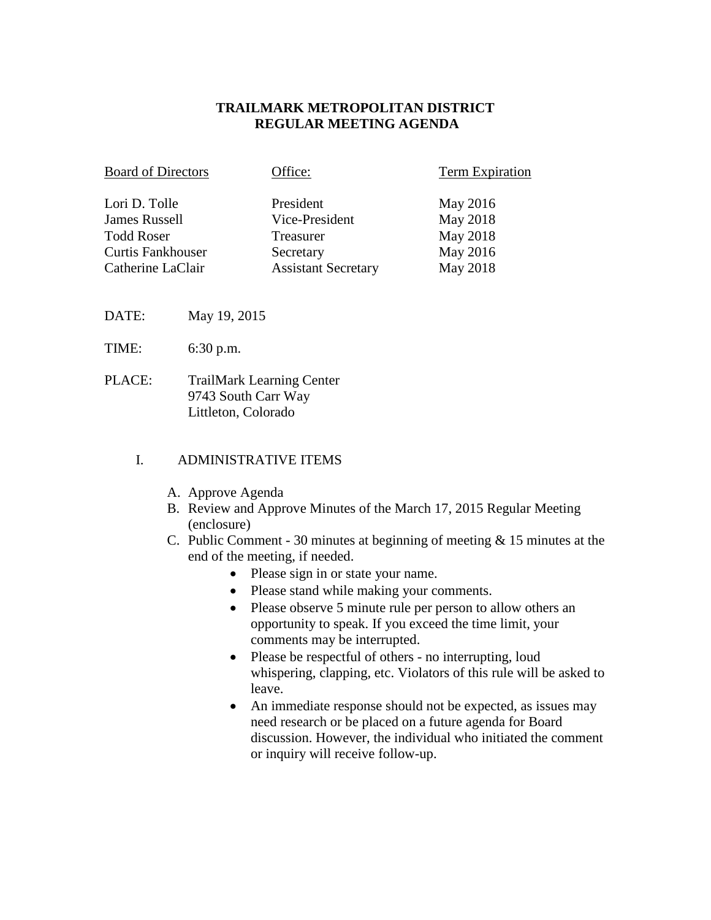# TRAILMARK METROPOLITAN DISTRICT
# REGULAR MEETING AGENDA

| Board of Directors | Office: | Term Expiration |
|---|---|---|
| Lori D. Tolle | President | May 2016 |
| James Russell | Vice-President | May 2018 |
| Todd Roser | Treasurer | May 2018 |
| Curtis Fankhouser | Secretary | May 2016 |
| Catherine LaClair | Assistant Secretary | May 2018 |

DATE: May 19, 2015

TIME: 6:30 p.m.

PLACE: TrailMark Learning Center
9743 South Carr Way
Littleton, Colorado

I. ADMINISTRATIVE ITEMS

A. Approve Agenda
B. Review and Approve Minutes of the March 17, 2015 Regular Meeting (enclosure)
C. Public Comment - 30 minutes at beginning of meeting & 15 minutes at the end of the meeting, if needed.
   - Please sign in or state your name.
   - Please stand while making your comments.
   - Please observe 5 minute rule per person to allow others an opportunity to speak. If you exceed the time limit, your comments may be interrupted.
   - Please be respectful of others - no interrupting, loud whispering, clapping, etc. Violators of this rule will be asked to leave.
   - An immediate response should not be expected, as issues may need research or be placed on a future agenda for Board discussion. However, the individual who initiated the comment or inquiry will receive follow-up.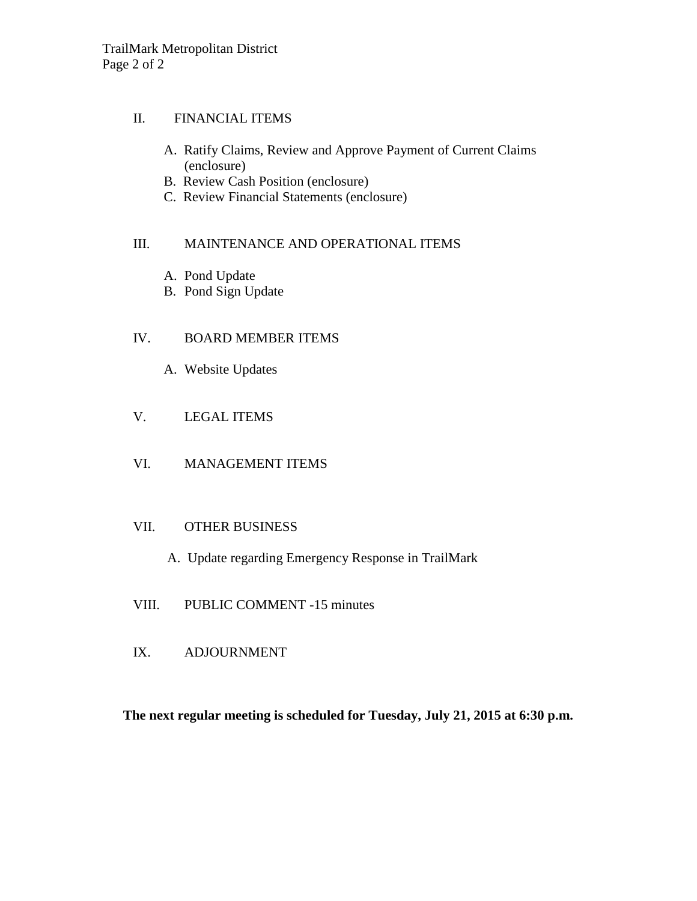II. FINANCIAL ITEMS

A. Ratify Claims, Review and Approve Payment of Current Claims (enclosure)
B. Review Cash Position (enclosure)
C. Review Financial Statements (enclosure)

III. MAINTENANCE AND OPERATIONAL ITEMS

A. Pond Update
B. Pond Sign Update

IV. BOARD MEMBER ITEMS

A. Website Updates

V. LEGAL ITEMS

VI. MANAGEMENT ITEMS

VII. OTHER BUSINESS

A. Update regarding Emergency Response in TrailMark

VIII. PUBLIC COMMENT -15 minutes

IX. ADJOURNMENT

**The next regular meeting is scheduled for Tuesday, July 21, 2015 at 6:30 p.m.**